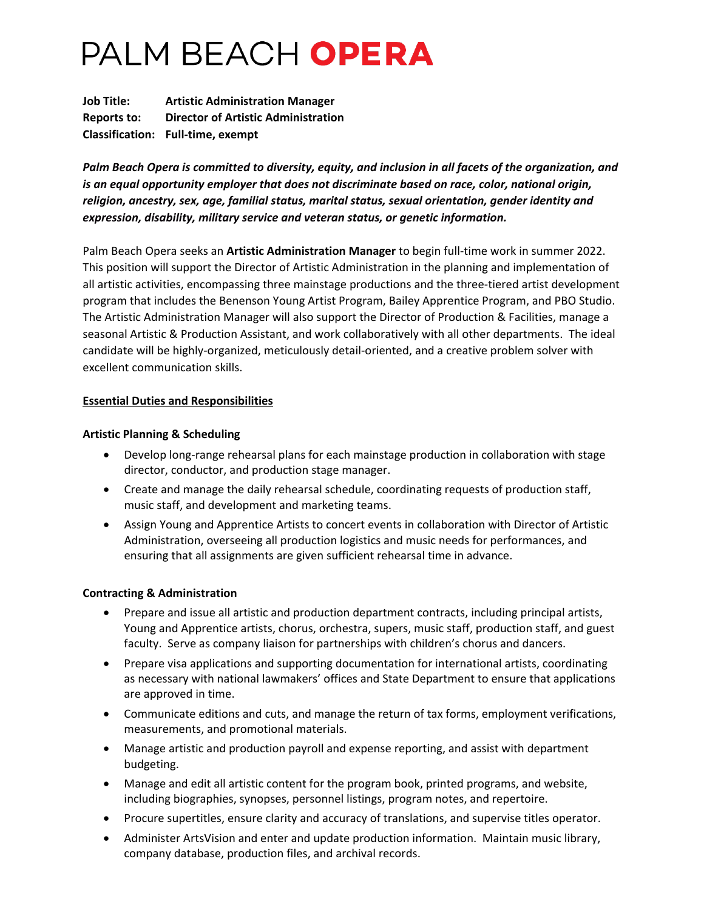# PALM BEACH OPERA

**Job Title:** **Artistic Administration Manager**
**Reports to:** **Director of Artistic Administration**
**Classification:** **Full-time, exempt**

***Palm Beach Opera is committed to diversity, equity, and inclusion in all facets of the organization, and is an equal opportunity employer that does not discriminate based on race, color, national origin, religion, ancestry, sex, age, familial status, marital status, sexual orientation, gender identity and expression, disability, military service and veteran status, or genetic information.***

Palm Beach Opera seeks an **Artistic Administration Manager** to begin full-time work in summer 2022. This position will support the Director of Artistic Administration in the planning and implementation of all artistic activities, encompassing three mainstage productions and the three-tiered artist development program that includes the Benenson Young Artist Program, Bailey Apprentice Program, and PBO Studio. The Artistic Administration Manager will also support the Director of Production & Facilities, manage a seasonal Artistic & Production Assistant, and work collaboratively with all other departments. The ideal candidate will be highly-organized, meticulously detail-oriented, and a creative problem solver with excellent communication skills.

## Essential Duties and Responsibilities

### Artistic Planning & Scheduling

- Develop long-range rehearsal plans for each mainstage production in collaboration with stage director, conductor, and production stage manager.
- Create and manage the daily rehearsal schedule, coordinating requests of production staff, music staff, and development and marketing teams.
- Assign Young and Apprentice Artists to concert events in collaboration with Director of Artistic Administration, overseeing all production logistics and music needs for performances, and ensuring that all assignments are given sufficient rehearsal time in advance.

### Contracting & Administration

- Prepare and issue all artistic and production department contracts, including principal artists, Young and Apprentice artists, chorus, orchestra, supers, music staff, production staff, and guest faculty. Serve as company liaison for partnerships with children's chorus and dancers.
- Prepare visa applications and supporting documentation for international artists, coordinating as necessary with national lawmakers' offices and State Department to ensure that applications are approved in time.
- Communicate editions and cuts, and manage the return of tax forms, employment verifications, measurements, and promotional materials.
- Manage artistic and production payroll and expense reporting, and assist with department budgeting.
- Manage and edit all artistic content for the program book, printed programs, and website, including biographies, synopses, personnel listings, program notes, and repertoire.
- Procure supertitles, ensure clarity and accuracy of translations, and supervise titles operator.
- Administer ArtsVision and enter and update production information. Maintain music library, company database, production files, and archival records.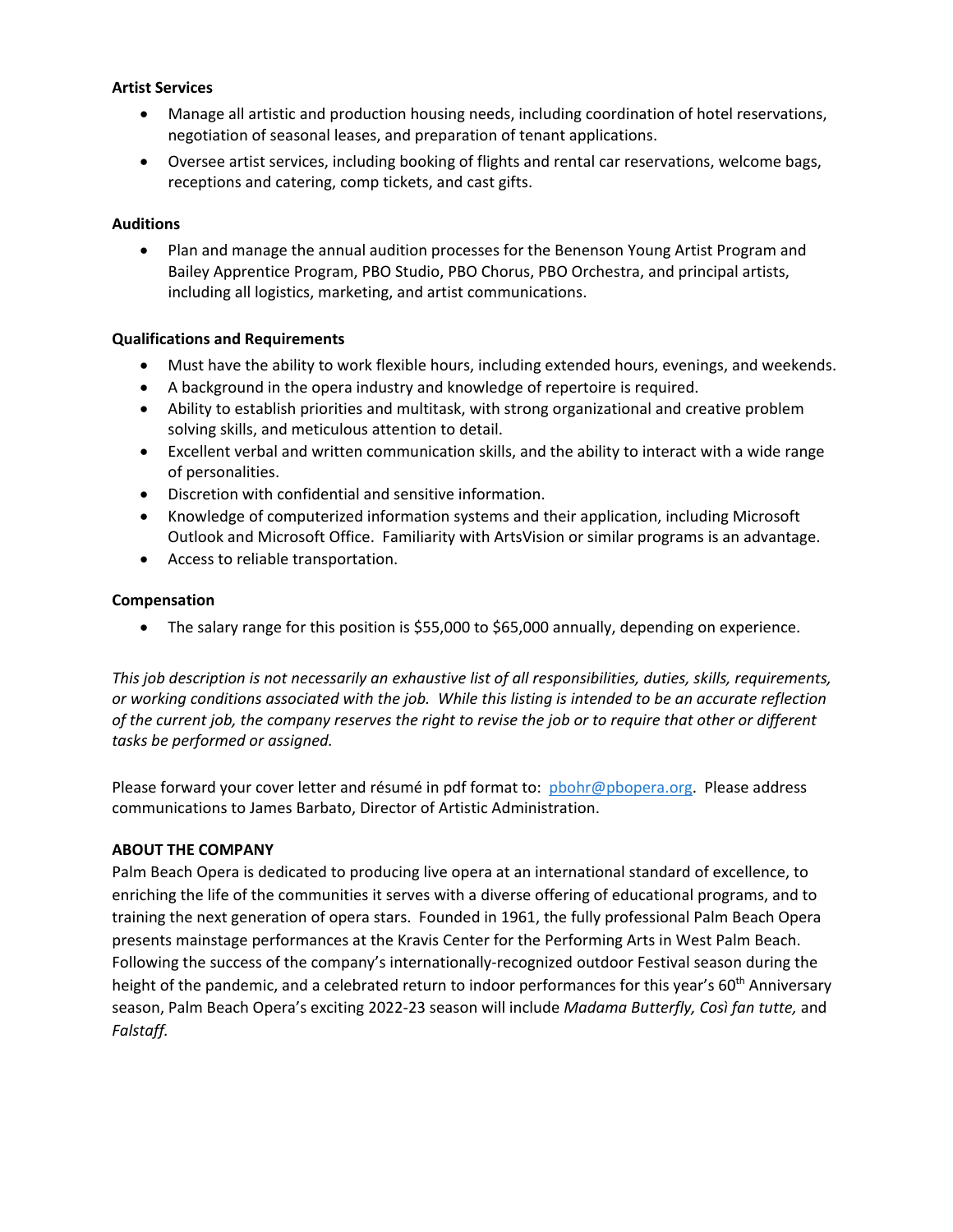**Artist Services**

- Manage all artistic and production housing needs, including coordination of hotel reservations, negotiation of seasonal leases, and preparation of tenant applications.
- Oversee artist services, including booking of flights and rental car reservations, welcome bags, receptions and catering, comp tickets, and cast gifts.

**Auditions**

- Plan and manage the annual audition processes for the Benenson Young Artist Program and Bailey Apprentice Program, PBO Studio, PBO Chorus, PBO Orchestra, and principal artists, including all logistics, marketing, and artist communications.

**Qualifications and Requirements**

- Must have the ability to work flexible hours, including extended hours, evenings, and weekends.
- A background in the opera industry and knowledge of repertoire is required.
- Ability to establish priorities and multitask, with strong organizational and creative problem solving skills, and meticulous attention to detail.
- Excellent verbal and written communication skills, and the ability to interact with a wide range of personalities.
- Discretion with confidential and sensitive information.
- Knowledge of computerized information systems and their application, including Microsoft Outlook and Microsoft Office. Familiarity with ArtsVision or similar programs is an advantage.
- Access to reliable transportation.

**Compensation**

- The salary range for this position is $55,000 to $65,000 annually, depending on experience.

*This job description is not necessarily an exhaustive list of all responsibilities, duties, skills, requirements, or working conditions associated with the job. While this listing is intended to be an accurate reflection of the current job, the company reserves the right to revise the job or to require that other or different tasks be performed or assigned.*

Please forward your cover letter and résumé in pdf format to: pbohr@pbopera.org. Please address communications to James Barbato, Director of Artistic Administration.

**ABOUT THE COMPANY**

Palm Beach Opera is dedicated to producing live opera at an international standard of excellence, to enriching the life of the communities it serves with a diverse offering of educational programs, and to training the next generation of opera stars. Founded in 1961, the fully professional Palm Beach Opera presents mainstage performances at the Kravis Center for the Performing Arts in West Palm Beach. Following the success of the company's internationally-recognized outdoor Festival season during the height of the pandemic, and a celebrated return to indoor performances for this year's 60th Anniversary season, Palm Beach Opera's exciting 2022-23 season will include *Madama Butterfly, Così fan tutte,* and *Falstaff.*